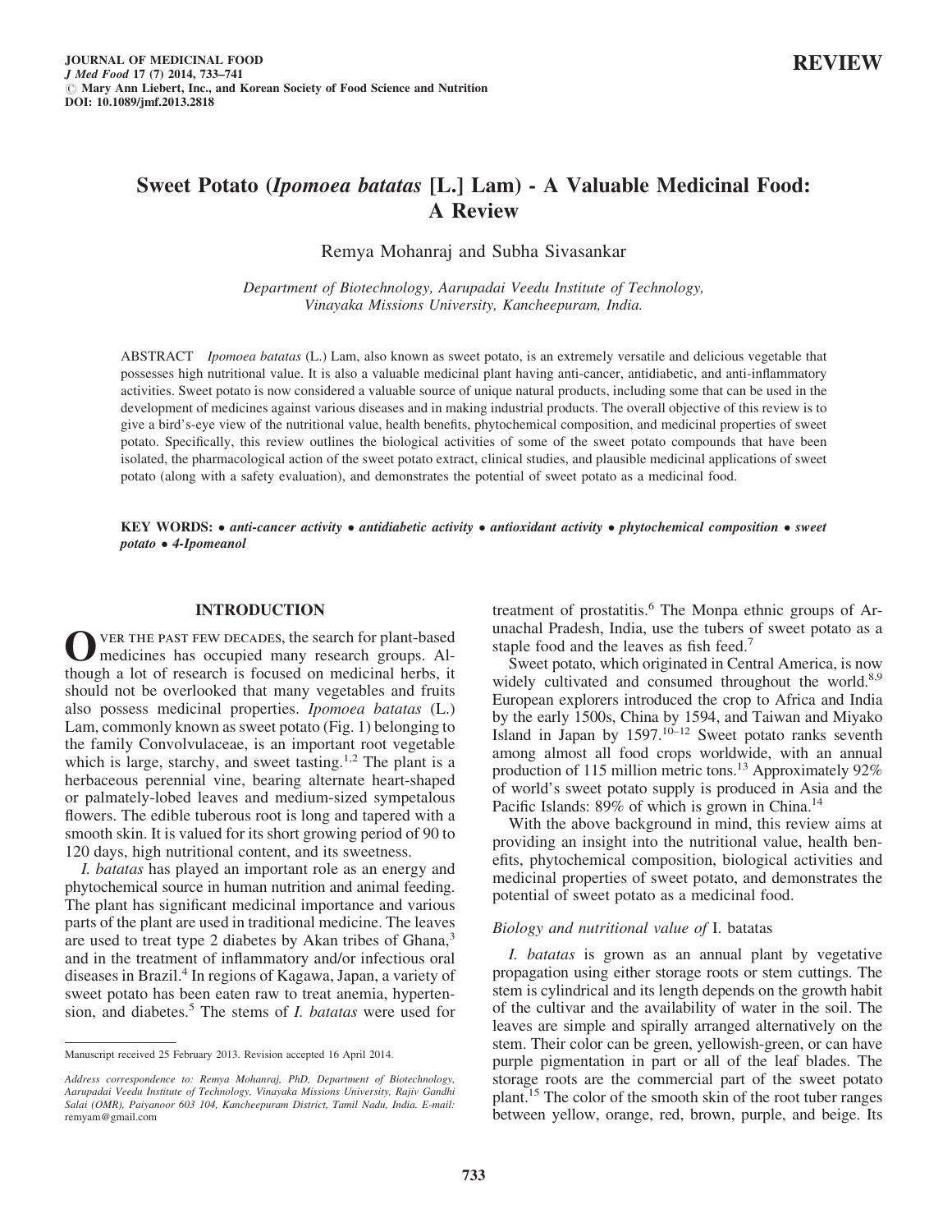REVIEW

# Sweet Potato (*Ipomoea batatas* [L.] Lam) - A Valuable Medicinal Food: A Review

Remya Mohanraj and Subha Sivasankar

*Department of Biotechnology, Aarupadai Veedu Institute of Technology, Vinayaka Missions University, Kancheepuram, India.*

ABSTRACT *Ipomoea batatas* (L.) Lam, also known as sweet potato, is an extremely versatile and delicious vegetable that possesses high nutritional value. It is also a valuable medicinal plant having anti-cancer, antidiabetic, and anti-inflammatory activities. Sweet potato is now considered a valuable source of unique natural products, including some that can be used in the development of medicines against various diseases and in making industrial products. The overall objective of this review is to give a bird's-eye view of the nutritional value, health benefits, phytochemical composition, and medicinal properties of sweet potato. Specifically, this review outlines the biological activities of some of the sweet potato compounds that have been isolated, the pharmacological action of the sweet potato extract, clinical studies, and plausible medicinal applications of sweet potato (along with a safety evaluation), and demonstrates the potential of sweet potato as a medicinal food.

**KEY WORDS:** • *anti-cancer activity* • *antidiabetic activity* • *antioxidant activity* • *phytochemical composition* • *sweet potato* • *4-Ipomeanol*

## INTRODUCTION

Over the past few decades, the search for plant-based medicines has occupied many research groups. Although a lot of research is focused on medicinal herbs, it should not be overlooked that many vegetables and fruits also possess medicinal properties. *Ipomoea batatas* (L.) Lam, commonly known as sweet potato (Fig. 1) belonging to the family Convolvulaceae, is an important root vegetable which is large, starchy, and sweet tasting.[1,2] The plant is a herbaceous perennial vine, bearing alternate heart-shaped or palmately-lobed leaves and medium-sized sympetalous flowers. The edible tuberous root is long and tapered with a smooth skin. It is valued for its short growing period of 90 to 120 days, high nutritional content, and its sweetness.

*I. batatas* has played an important role as an energy and phytochemical source in human nutrition and animal feeding. The plant has significant medicinal importance and various parts of the plant are used in traditional medicine. The leaves are used to treat type 2 diabetes by Akan tribes of Ghana,[3] and in the treatment of inflammatory and/or infectious oral diseases in Brazil.[4] In regions of Kagawa, Japan, a variety of sweet potato has been eaten raw to treat anemia, hypertension, and diabetes.[5] The stems of *I. batatas* were used for treatment of prostatitis.[6] The Monpa ethnic groups of Arunachal Pradesh, India, use the tubers of sweet potato as a staple food and the leaves as fish feed.[7]

Sweet potato, which originated in Central America, is now widely cultivated and consumed throughout the world.[8,9] European explorers introduced the crop to Africa and India by the early 1500s, China by 1594, and Taiwan and Miyako Island in Japan by 1597.[10–12] Sweet potato ranks seventh among almost all food crops worldwide, with an annual production of 115 million metric tons.[13] Approximately 92% of world's sweet potato supply is produced in Asia and the Pacific Islands: 89% of which is grown in China.[14]

With the above background in mind, this review aims at providing an insight into the nutritional value, health benefits, phytochemical composition, biological activities and medicinal properties of sweet potato, and demonstrates the potential of sweet potato as a medicinal food.

### *Biology and nutritional value of* I. batatas

*I. batatas* is grown as an annual plant by vegetative propagation using either storage roots or stem cuttings. The stem is cylindrical and its length depends on the growth habit of the cultivar and the availability of water in the soil. The leaves are simple and spirally arranged alternatively on the stem. Their color can be green, yellowish-green, or can have purple pigmentation in part or all of the leaf blades. The storage roots are the commercial part of the sweet potato plant.[15] The color of the smooth skin of the root tuber ranges between yellow, orange, red, brown, purple, and beige. Its

---

Manuscript received 25 February 2013. Revision accepted 16 April 2014.

*Address correspondence to: Remya Mohanraj, PhD, Department of Biotechnology, Aarupadai Veedu Institute of Technology, Vinayaka Missions University, Rajiv Gandhi Salai (OMR), Paiyanoor 603 104, Kancheepuram District, Tamil Nadu, India. E-mail:* remyam@gmail.com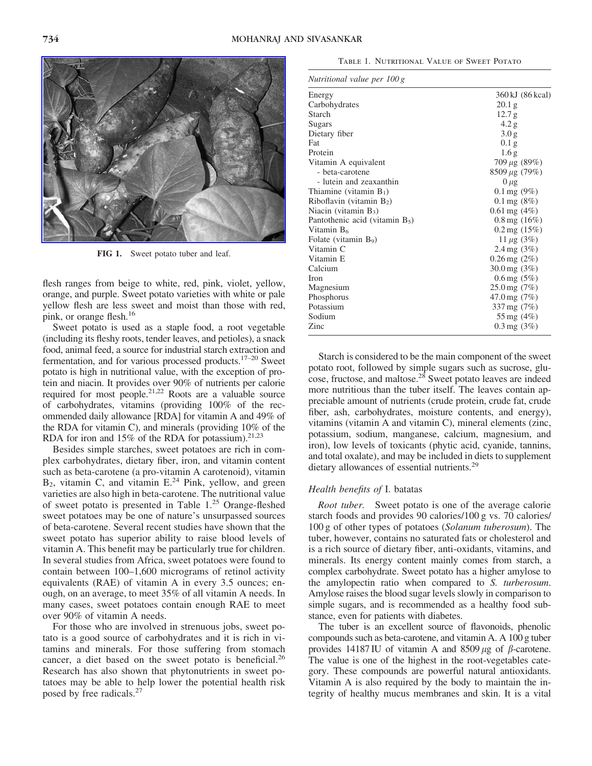FIG 1. Sweet potato tuber and leaf.

flesh ranges from beige to white, red, pink, violet, yellow, orange, and purple. Sweet potato varieties with white or pale yellow flesh are less sweet and moist than those with red, pink, or orange flesh.[16]

Sweet potato is used as a staple food, a root vegetable (including its fleshy roots, tender leaves, and petioles), a snack food, animal feed, a source for industrial starch extraction and fermentation, and for various processed products.[17–20] Sweet potato is high in nutritional value, with the exception of protein and niacin. It provides over 90% of nutrients per calorie required for most people.[21,22] Roots are a valuable source of carbohydrates, vitamins (providing 100% of the recommended daily allowance [RDA] for vitamin A and 49% of the RDA for vitamin C), and minerals (providing 10% of the RDA for iron and 15% of the RDA for potassium).[21,23]

Besides simple starches, sweet potatoes are rich in complex carbohydrates, dietary fiber, iron, and vitamin content such as beta-carotene (a pro-vitamin A carotenoid), vitamin $B_2$, vitamin C, and vitamin E.[24] Pink, yellow, and green varieties are also high in beta-carotene. The nutritional value of sweet potato is presented in Table 1.[25] Orange-fleshed sweet potatoes may be one of nature's unsurpassed sources of beta-carotene. Several recent studies have shown that the sweet potato has superior ability to raise blood levels of vitamin A. This benefit may be particularly true for children. In several studies from Africa, sweet potatoes were found to contain between 100–1,600 micrograms of retinol activity equivalents (RAE) of vitamin A in every 3.5 ounces; enough, on an average, to meet 35% of all vitamin A needs. In many cases, sweet potatoes contain enough RAE to meet over 90% of vitamin A needs.

For those who are involved in strenuous jobs, sweet potato is a good source of carbohydrates and it is rich in vitamins and minerals. For those suffering from stomach cancer, a diet based on the sweet potato is beneficial.[26] Research has also shown that phytonutrients in sweet potatoes may be able to help lower the potential health risk posed by free radicals.[27]

Table 1. Nutritional Value of Sweet Potato

| *Nutritional value per 100 g* | |
|---|---|
| Energy | 360 kJ (86 kcal) |
| Carbohydrates | 20.1 g |
| Starch | 12.7 g |
| Sugars | 4.2 g |
| Dietary fiber | 3.0 g |
| Fat | 0.1 g |
| Protein | 1.6 g |
| Vitamin A equivalent | 709 $\mu$g (89%) |
| - beta-carotene | 8509 $\mu$g (79%) |
| - lutein and zeaxanthin | 0 $\mu$g |
| Thiamine (vitamin $B_1$) | 0.1 mg (9%) |
| Riboflavin (vitamin $B_2$) | 0.1 mg (8%) |
| Niacin (vitamin $B_3$) | 0.61 mg (4%) |
| Pantothenic acid (vitamin $B_5$) | 0.8 mg (16%) |
| Vitamin $B_6$ | 0.2 mg (15%) |
| Folate (vitamin $B_9$) | 11 $\mu$g (3%) |
| Vitamin C | 2.4 mg (3%) |
| Vitamin E | 0.26 mg (2%) |
| Calcium | 30.0 mg (3%) |
| Iron | 0.6 mg (5%) |
| Magnesium | 25.0 mg (7%) |
| Phosphorus | 47.0 mg (7%) |
| Potassium | 337 mg (7%) |
| Sodium | 55 mg (4%) |
| Zinc | 0.3 mg (3%) |

Starch is considered to be the main component of the sweet potato root, followed by simple sugars such as sucrose, glucose, fructose, and maltose.[28] Sweet potato leaves are indeed more nutritious than the tuber itself. The leaves contain appreciable amount of nutrients (crude protein, crude fat, crude fiber, ash, carbohydrates, moisture contents, and energy), vitamins (vitamin A and vitamin C), mineral elements (zinc, potassium, sodium, manganese, calcium, magnesium, and iron), low levels of toxicants (phytic acid, cyanide, tannins, and total oxalate), and may be included in diets to supplement dietary allowances of essential nutrients.[29]

### *Health benefits of* I. batatas

*Root tuber.* Sweet potato is one of the average calorie starch foods and provides 90 calories/100 g vs. 70 calories/100 g of other types of potatoes (*Solanum tuberosum*). The tuber, however, contains no saturated fats or cholesterol and is a rich source of dietary fiber, anti-oxidants, vitamins, and minerals. Its energy content mainly comes from starch, a complex carbohydrate. Sweet potato has a higher amylose to the amylopectin ratio when compared to *S. turberosum*. Amylose raises the blood sugar levels slowly in comparison to simple sugars, and is recommended as a healthy food substance, even for patients with diabetes.

The tuber is an excellent source of flavonoids, phenolic compounds such as beta-carotene, and vitamin A. A 100 g tuber provides 14187 IU of vitamin A and 8509 $\mu$g of $\beta$-carotene. The value is one of the highest in the root-vegetables category. These compounds are powerful natural antioxidants. Vitamin A is also required by the body to maintain the integrity of healthy mucus membranes and skin. It is a vital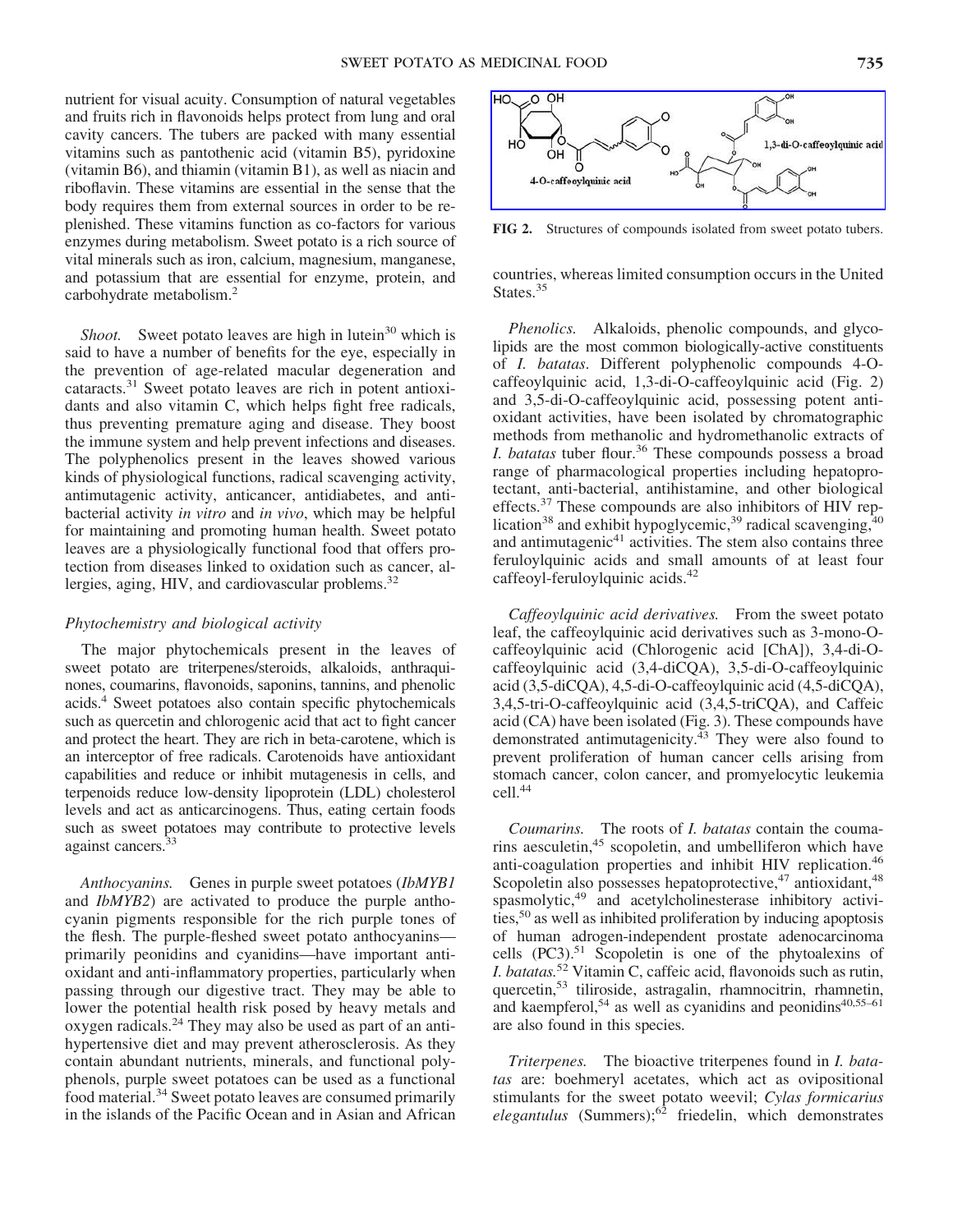nutrient for visual acuity. Consumption of natural vegetables and fruits rich in flavonoids helps protect from lung and oral cavity cancers. The tubers are packed with many essential vitamins such as pantothenic acid (vitamin B5), pyridoxine (vitamin B6), and thiamin (vitamin B1), as well as niacin and riboflavin. These vitamins are essential in the sense that the body requires them from external sources in order to be replenished. These vitamins function as co-factors for various enzymes during metabolism. Sweet potato is a rich source of vital minerals such as iron, calcium, magnesium, manganese, and potassium that are essential for enzyme, protein, and carbohydrate metabolism.[2]

*Shoot.* Sweet potato leaves are high in lutein[30] which is said to have a number of benefits for the eye, especially in the prevention of age-related macular degeneration and cataracts.[31] Sweet potato leaves are rich in potent antioxidants and also vitamin C, which helps fight free radicals, thus preventing premature aging and disease. They boost the immune system and help prevent infections and diseases. The polyphenolics present in the leaves showed various kinds of physiological functions, radical scavenging activity, antimutagenic activity, anticancer, antidiabetes, and antibacterial activity *in vitro* and *in vivo*, which may be helpful for maintaining and promoting human health. Sweet potato leaves are a physiologically functional food that offers protection from diseases linked to oxidation such as cancer, allergies, aging, HIV, and cardiovascular problems.[32]

### Phytochemistry and biological activity

The major phytochemicals present in the leaves of sweet potato are triterpenes/steroids, alkaloids, anthraquinones, coumarins, flavonoids, saponins, tannins, and phenolic acids.[4] Sweet potatoes also contain specific phytochemicals such as quercetin and chlorogenic acid that act to fight cancer and protect the heart. They are rich in beta-carotene, which is an interceptor of free radicals. Carotenoids have antioxidant capabilities and reduce or inhibit mutagenesis in cells, and terpenoids reduce low-density lipoprotein (LDL) cholesterol levels and act as anticarcinogens. Thus, eating certain foods such as sweet potatoes may contribute to protective levels against cancers.[33]

*Anthocyanins.* Genes in purple sweet potatoes (*IbMYB1* and *IbMYB2*) are activated to produce the purple anthocyanin pigments responsible for the rich purple tones of the flesh. The purple-fleshed sweet potato anthocyanins—primarily peonidins and cyanidins—have important antioxidant and anti-inflammatory properties, particularly when passing through our digestive tract. They may be able to lower the potential health risk posed by heavy metals and oxygen radicals.[24] They may also be used as part of an antihypertensive diet and may prevent atherosclerosis. As they contain abundant nutrients, minerals, and functional polyphenols, purple sweet potatoes can be used as a functional food material.[34] Sweet potato leaves are consumed primarily in the islands of the Pacific Ocean and in Asian and African countries, whereas limited consumption occurs in the United States.[35]

**FIG 2.** Structures of compounds isolated from sweet potato tubers.

*Phenolics.* Alkaloids, phenolic compounds, and glycolipids are the most common biologically-active constituents of *I. batatas*. Different polyphenolic compounds 4-O-caffeoylquinic acid, 1,3-di-O-caffeoylquinic acid (Fig. 2) and 3,5-di-O-caffeoylquinic acid, possessing potent antioxidant activities, have been isolated by chromatographic methods from methanolic and hydromethanolic extracts of *I. batatas* tuber flour.[36] These compounds possess a broad range of pharmacological properties including hepatoprotectant, anti-bacterial, antihistamine, and other biological effects.[37] These compounds are also inhibitors of HIV replication[38] and exhibit hypoglycemic,[39] radical scavenging,[40] and antimutagenic[41] activities. The stem also contains three feruloylquinic acids and small amounts of at least four caffeoyl-feruloylquinic acids.[42]

*Caffeoylquinic acid derivatives.* From the sweet potato leaf, the caffeoylquinic acid derivatives such as 3-mono-O-caffeoylquinic acid (Chlorogenic acid [ChA]), 3,4-di-O-caffeoylquinic acid (3,4-diCQA), 3,5-di-O-caffeoylquinic acid (3,5-diCQA), 4,5-di-O-caffeoylquinic acid (4,5-diCQA), 3,4,5-tri-O-caffeoylquinic acid (3,4,5-triCQA), and Caffeic acid (CA) have been isolated (Fig. 3). These compounds have demonstrated antimutagenicity.[43] They were also found to prevent proliferation of human cancer cells arising from stomach cancer, colon cancer, and promyelocytic leukemia cell.[44]

*Coumarins.* The roots of *I. batatas* contain the coumarins aesculetin,[45] scopoletin, and umbelliferon which have anti-coagulation properties and inhibit HIV replication.[46] Scopoletin also possesses hepatoprotective,[47] antioxidant,[48] spasmolytic,[49] and acetylcholinesterase inhibitory activities,[50] as well as inhibited proliferation by inducing apoptosis of human adrogen-independent prostate adenocarcinoma cells (PC3).[51] Scopoletin is one of the phytoalexins of *I. batatas*.[52] Vitamin C, caffeic acid, flavonoids such as rutin, quercetin,[53] tiliroside, astragalin, rhamnocitrin, rhamnetin, and kaempferol,[54] as well as cyanidins and peonidins[40,55–61] are also found in this species.

*Triterpenes.* The bioactive triterpenes found in *I. batatas* are: boehmeryl acetates, which act as ovipositional stimulants for the sweet potato weevil; *Cylas formicarius elegantulus* (Summers);[62] friedelin, which demonstrates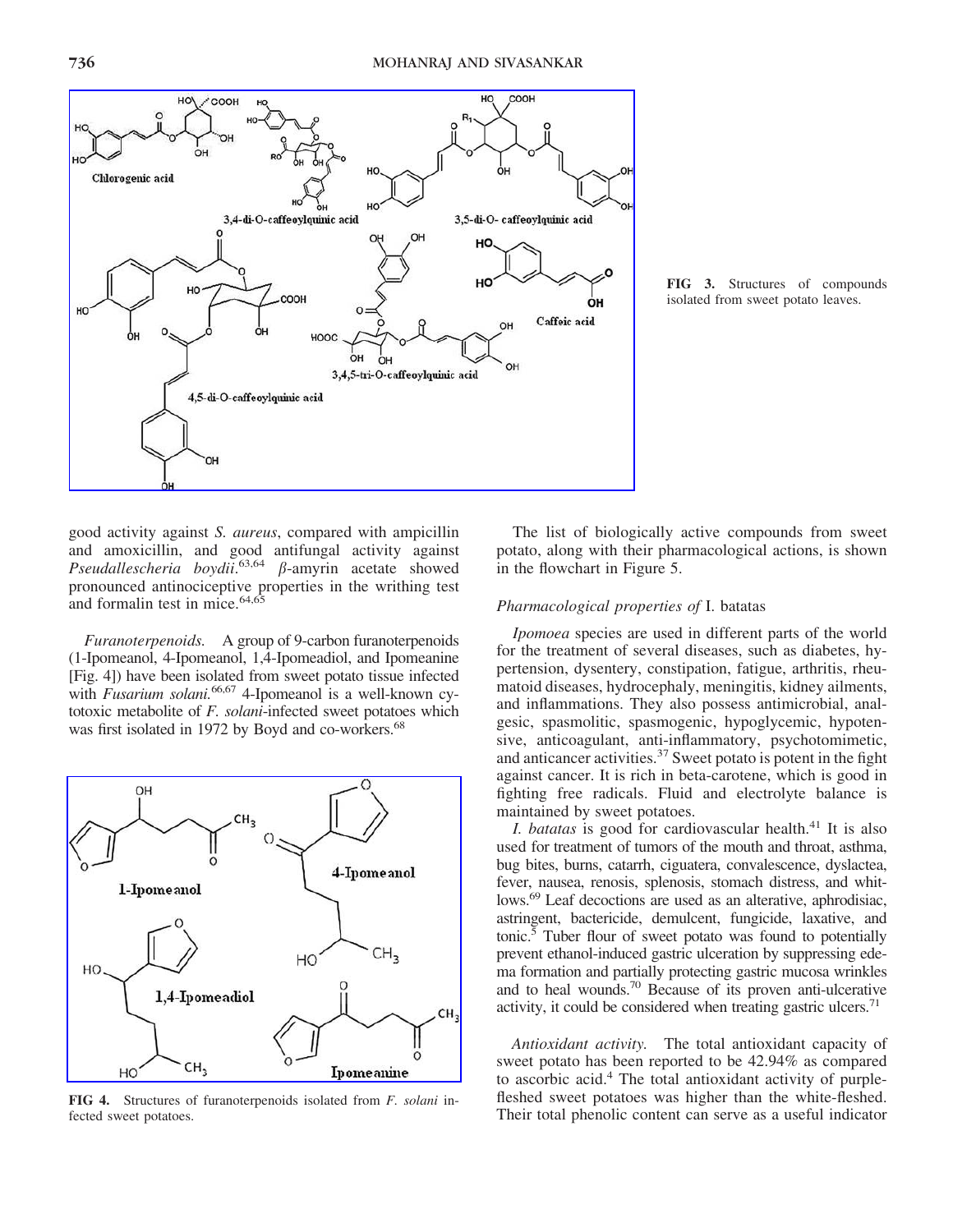FIG 3. Structures of compounds isolated from sweet potato leaves.

good activity against *S. aureus*, compared with ampicillin and amoxicillin, and good antifungal activity against *Pseudallescheria boydii*.[63,64] β-amyrin acetate showed pronounced antinociceptive properties in the writhing test and formalin test in mice.[64,65]

*Furanoterpenoids.* A group of 9-carbon furanoterpenoids (1-Ipomeanol, 4-Ipomeanol, 1,4-Ipomeadiol, and Ipomeanine [Fig. 4]) have been isolated from sweet potato tissue infected with *Fusarium solani*.[66,67] 4-Ipomeanol is a well-known cytotoxic metabolite of *F. solani*-infected sweet potatoes which was first isolated in 1972 by Boyd and co-workers.[68]

FIG 4. Structures of furanoterpenoids isolated from *F. solani* infected sweet potatoes.

The list of biologically active compounds from sweet potato, along with their pharmacological actions, is shown in the flowchart in Figure 5.

### Pharmacological properties of *I. batatas*

*Ipomoea* species are used in different parts of the world for the treatment of several diseases, such as diabetes, hypertension, dysentery, constipation, fatigue, arthritis, rheumatoid diseases, hydrocephaly, meningitis, kidney ailments, and inflammations. They also possess antimicrobial, analgesic, spasmolitic, spasmogenic, hypoglycemic, hypotensive, anticoagulant, anti-inflammatory, psychotomimetic, and anticancer activities.[37] Sweet potato is potent in the fight against cancer. It is rich in beta-carotene, which is good in fighting free radicals. Fluid and electrolyte balance is maintained by sweet potatoes.

*I. batatas* is good for cardiovascular health.[41] It is also used for treatment of tumors of the mouth and throat, asthma, bug bites, burns, catarrh, ciguatera, convalescence, dyslactea, fever, nausea, renosis, splenosis, stomach distress, and whitlows.[69] Leaf decoctions are used as an alterative, aphrodisiac, astringent, bactericide, demulcent, fungicide, laxative, and tonic.[5] Tuber flour of sweet potato was found to potentially prevent ethanol-induced gastric ulceration by suppressing edema formation and partially protecting gastric mucosa wrinkles and to heal wounds.[70] Because of its proven anti-ulcerative activity, it could be considered when treating gastric ulcers.[71]

*Antioxidant activity.* The total antioxidant capacity of sweet potato has been reported to be 42.94% as compared to ascorbic acid.[4] The total antioxidant activity of purple-fleshed sweet potatoes was higher than the white-fleshed. Their total phenolic content can serve as a useful indicator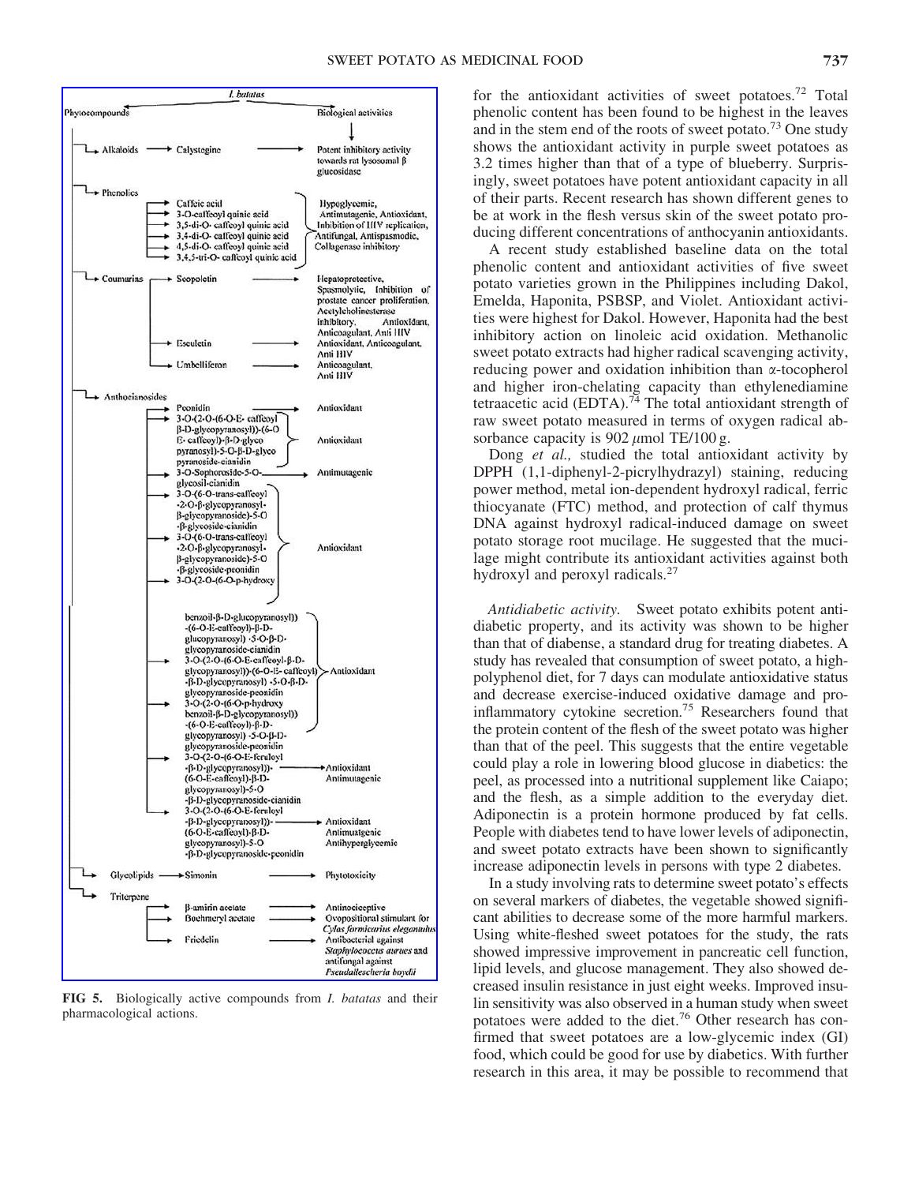| Phytocompounds | Compound | Biological activities |
|---|---|---|
| Alkaloids | Calystegine | Potent inhibitory activity towards rat lysosomal β glucosidase |
| Phenolics | Caffeic acid; 3-O-caffeoyl quinic acid; 3,5-di-O- caffeoyl quinic acid; 3,4-di-O- caffeoyl quinic acid; 4,5-di-O- caffeoyl quinic acid; 3,4,5-tri-O- caffeoyl quinic acid | Hypoglycemic, Antimutagenic, Antioxidant, Inhibition of HIV replication, Antifungal, Antispasmodic, Collagenase inhibitory |
| Coumarins | Scopoletin | Hepatoprotective, Spasmolytic, Inhibition of prostate cancer proliferation, Acetylcholinesterase inhibitory, Antioxidant, Anticoagulant, Anti HIV |
| | Esculetin | Antioxidant, Anticoagulant, Anti HIV |
| | Umbelliferon | Anticoagulant, Anti HIV |
| Anthocianosides | Peonidin | Antioxidant |
| | 3-O-(2-O-(6-O-E- caffeoyl β-D-glycopyranosyl))-(6-O E- caffeoyl)-β-D-glyco pyranosyl)-5-O-β-D-glyco pyranoside-cianidin | Antioxidant |
| | 3-O-Sophoroside-5-O-glycosil-cianidin | Antimutagenic |
| | 3-O-(6-O-trans-caffeoyl -2-O-β-glycopyranosyl-β-glycopyranoside)-5-O -β-glycoside-cianidin; 3-O-(6-O-trans-caffeoyl -2-O-β-glycopyranosyl-β-glycopyranoside)-5-O -β-glycoside-peonidin; 3-O-(2-O-(6-O-p-hydroxy benzoil-β-D-glucopyranosyl)) -(6-O-E-caffeoyl)-β-D-glucopyranosyl) -5-O-β-D-glycopyranoside-cianidin | Antioxidant |
| | 3-O-(2-O-(6-O-E-caffeoyl-β-D-glycopyranosyl))-(6-O-E- caffeoyl) -β-D-glycopyranosyl) -5-O-β-D-glycopyranoside-peonidin; 3-O-(2-O-(6-O-p-hydroxy benzoil-β-D-glycopyranosyl)) -(6-O-E-caffeoyl)-β-D-glycopyranosyl) -5-O-β-D-glycopyranoside-peonidin | Antioxidant |
| | 3-O-(2-O-(6-O-E-feruloyl -β-D-glycopyranosyl))-(6-O-E-caffeoyl)-β-D-glycopyranosyl)-5-O -β-D-glycopyranoside-cianidin | Antioxidant, Antimutagenic |
| | 3-O-(2-O-(6-O-E-feruloyl -β-D-glycopyranosyl))-(6-O-E-caffeoyl)-β-D-glycopyranosyl)-5-O -β-D-glycopyranoside-peonidin | Antioxidant, Antimuatgenic, Antihyperglycemic |
| Glycolipids | Simonin | Phytotoxicity |
| Triterpene | β-amirin acetate | Antinociceptive |
| | Boehmeryl acetate | Ovopositional stimulant for *Cylas formicarius elegantulus* |
| | Friedelin | Antibacterial against *Staphylococcus aurues* and antifungal against *Pseudallescheria boydii* |

**FIG 5.** Biologically active compounds from *I. batatas* and their pharmacological actions.

for the antioxidant activities of sweet potatoes.[72] Total phenolic content has been found to be highest in the leaves and in the stem end of the roots of sweet potato.[73] One study shows the antioxidant activity in purple sweet potatoes as 3.2 times higher than that of a type of blueberry. Surprisingly, sweet potatoes have potent antioxidant capacity in all of their parts. Recent research has shown different genes to be at work in the flesh versus skin of the sweet potato producing different concentrations of anthocyanin antioxidants.

A recent study established baseline data on the total phenolic content and antioxidant activities of five sweet potato varieties grown in the Philippines including Dakol, Emelda, Haponita, PSBSP, and Violet. Antioxidant activities were highest for Dakol. However, Haponita had the best inhibitory action on linoleic acid oxidation. Methanolic sweet potato extracts had higher radical scavenging activity, reducing power and oxidation inhibition than α-tocopherol and higher iron-chelating capacity than ethylenediamine tetraacetic acid (EDTA).[74] The total antioxidant strength of raw sweet potato measured in terms of oxygen radical absorbance capacity is 902 μmol TE/100 g.

Dong *et al.,* studied the total antioxidant activity by DPPH (1,1-diphenyl-2-picrylhydrazyl) staining, reducing power method, metal ion-dependent hydroxyl radical, ferric thiocyanate (FTC) method, and protection of calf thymus DNA against hydroxyl radical-induced damage on sweet potato storage root mucilage. He suggested that the mucilage might contribute its antioxidant activities against both hydroxyl and peroxyl radicals.[27]

*Antidiabetic activity.* Sweet potato exhibits potent antidiabetic property, and its activity was shown to be higher than that of diabense, a standard drug for treating diabetes. A study has revealed that consumption of sweet potato, a high-polyphenol diet, for 7 days can modulate antioxidative status and decrease exercise-induced oxidative damage and pro-inflammatory cytokine secretion.[75] Researchers found that the protein content of the flesh of the sweet potato was higher than that of the peel. This suggests that the entire vegetable could play a role in lowering blood glucose in diabetics: the peel, as processed into a nutritional supplement like Caiapo; and the flesh, as a simple addition to the everyday diet. Adiponectin is a protein hormone produced by fat cells. People with diabetes tend to have lower levels of adiponectin, and sweet potato extracts have been shown to significantly increase adiponectin levels in persons with type 2 diabetes.

In a study involving rats to determine sweet potato's effects on several markers of diabetes, the vegetable showed significant abilities to decrease some of the more harmful markers. Using white-fleshed sweet potatoes for the study, the rats showed impressive improvement in pancreatic cell function, lipid levels, and glucose management. They also showed decreased insulin resistance in just eight weeks. Improved insulin sensitivity was also observed in a human study when sweet potatoes were added to the diet.[76] Other research has confirmed that sweet potatoes are a low-glycemic index (GI) food, which could be good for use by diabetics. With further research in this area, it may be possible to recommend that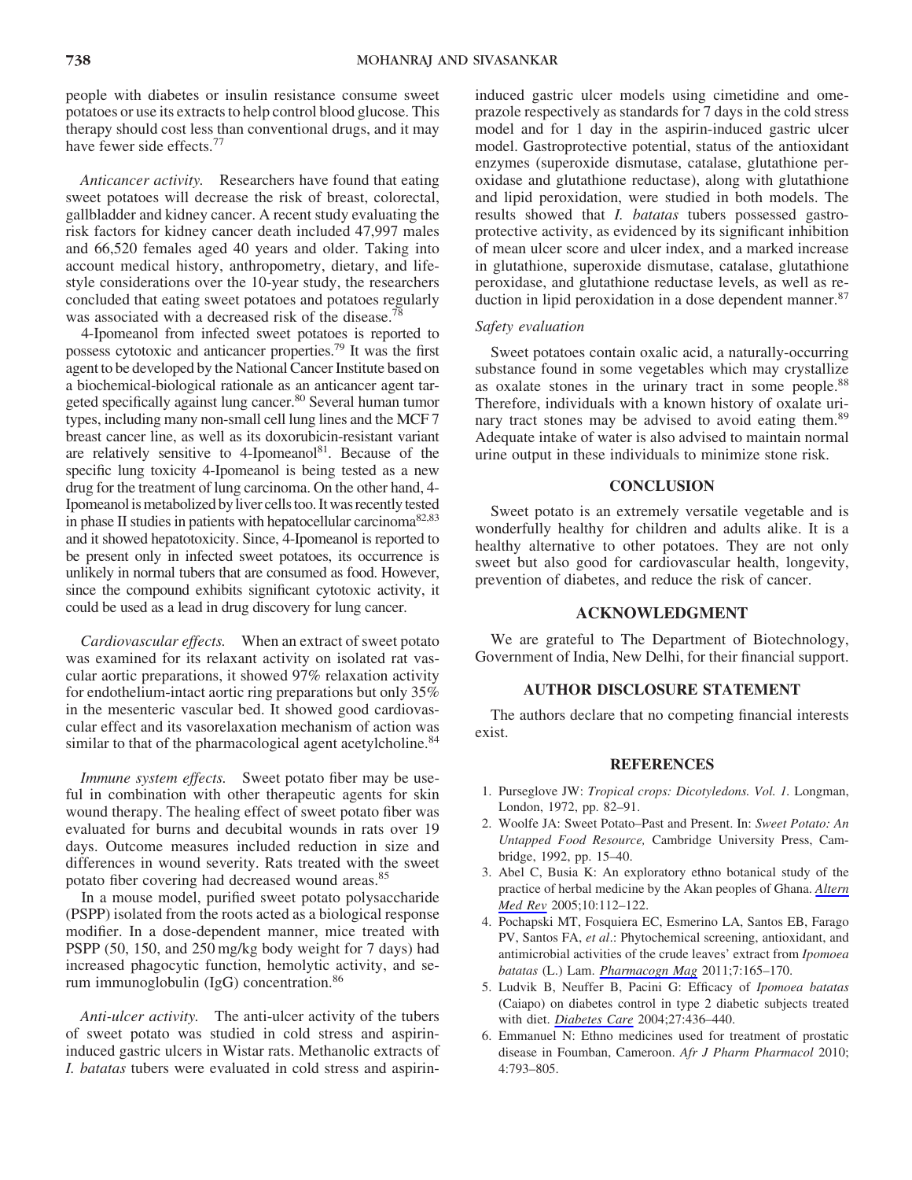people with diabetes or insulin resistance consume sweet potatoes or use its extracts to help control blood glucose. This therapy should cost less than conventional drugs, and it may have fewer side effects.[77]

*Anticancer activity.* Researchers have found that eating sweet potatoes will decrease the risk of breast, colorectal, gallbladder and kidney cancer. A recent study evaluating the risk factors for kidney cancer death included 47,997 males and 66,520 females aged 40 years and older. Taking into account medical history, anthropometry, dietary, and lifestyle considerations over the 10-year study, the researchers concluded that eating sweet potatoes and potatoes regularly was associated with a decreased risk of the disease.[78]

4-Ipomeanol from infected sweet potatoes is reported to possess cytotoxic and anticancer properties.[79] It was the first agent to be developed by the National Cancer Institute based on a biochemical-biological rationale as an anticancer agent targeted specifically against lung cancer.[80] Several human tumor types, including many non-small cell lung lines and the MCF 7 breast cancer line, as well as its doxorubicin-resistant variant are relatively sensitive to 4-Ipomeanol[81]. Because of the specific lung toxicity 4-Ipomeanol is being tested as a new drug for the treatment of lung carcinoma. On the other hand, 4-Ipomeanol is metabolized by liver cells too. It was recently tested in phase II studies in patients with hepatocellular carcinoma[82,83] and it showed hepatotoxicity. Since, 4-Ipomeanol is reported to be present only in infected sweet potatoes, its occurrence is unlikely in normal tubers that are consumed as food. However, since the compound exhibits significant cytotoxic activity, it could be used as a lead in drug discovery for lung cancer.

*Cardiovascular effects.* When an extract of sweet potato was examined for its relaxant activity on isolated rat vascular aortic preparations, it showed 97% relaxation activity for endothelium-intact aortic ring preparations but only 35% in the mesenteric vascular bed. It showed good cardiovascular effect and its vasorelaxation mechanism of action was similar to that of the pharmacological agent acetylcholine.[84]

*Immune system effects.* Sweet potato fiber may be useful in combination with other therapeutic agents for skin wound therapy. The healing effect of sweet potato fiber was evaluated for burns and decubital wounds in rats over 19 days. Outcome measures included reduction in size and differences in wound severity. Rats treated with the sweet potato fiber covering had decreased wound areas.[85]

In a mouse model, purified sweet potato polysaccharide (PSPP) isolated from the roots acted as a biological response modifier. In a dose-dependent manner, mice treated with PSPP (50, 150, and 250 mg/kg body weight for 7 days) had increased phagocytic function, hemolytic activity, and serum immunoglobulin (IgG) concentration.[86]

*Anti-ulcer activity.* The anti-ulcer activity of the tubers of sweet potato was studied in cold stress and aspirin-induced gastric ulcers in Wistar rats. Methanolic extracts of *I. batatas* tubers were evaluated in cold stress and aspirin-induced gastric ulcer models using cimetidine and omeprazole respectively as standards for 7 days in the cold stress model and for 1 day in the aspirin-induced gastric ulcer model. Gastroprotective potential, status of the antioxidant enzymes (superoxide dismutase, catalase, glutathione peroxidase and glutathione reductase), along with glutathione and lipid peroxidation, were studied in both models. The results showed that *I. batatas* tubers possessed gastroprotective activity, as evidenced by its significant inhibition of mean ulcer score and ulcer index, and a marked increase in glutathione, superoxide dismutase, catalase, glutathione peroxidase, and glutathione reductase levels, as well as reduction in lipid peroxidation in a dose dependent manner.[87]

### *Safety evaluation*

Sweet potatoes contain oxalic acid, a naturally-occurring substance found in some vegetables which may crystallize as oxalate stones in the urinary tract in some people.[88] Therefore, individuals with a known history of oxalate urinary tract stones may be advised to avoid eating them.[89] Adequate intake of water is also advised to maintain normal urine output in these individuals to minimize stone risk.

## CONCLUSION

Sweet potato is an extremely versatile vegetable and is wonderfully healthy for children and adults alike. It is a healthy alternative to other potatoes. They are not only sweet but also good for cardiovascular health, longevity, prevention of diabetes, and reduce the risk of cancer.

## ACKNOWLEDGMENT

We are grateful to The Department of Biotechnology, Government of India, New Delhi, for their financial support.

## AUTHOR DISCLOSURE STATEMENT

The authors declare that no competing financial interests exist.

## REFERENCES

1. Purseglove JW: *Tropical crops: Dicotyledons. Vol. 1.* Longman, London, 1972, pp. 82–91.
2. Woolfe JA: Sweet Potato–Past and Present. In: *Sweet Potato: An Untapped Food Resource,* Cambridge University Press, Cambridge, 1992, pp. 15–40.
3. Abel C, Busia K: An exploratory ethno botanical study of the practice of herbal medicine by the Akan peoples of Ghana. *Altern Med Rev* 2005;10:112–122.
4. Pochapski MT, Fosquiera EC, Esmerino LA, Santos EB, Farago PV, Santos FA, *et al*.: Phytochemical screening, antioxidant, and antimicrobial activities of the crude leaves' extract from *Ipomoea batatas* (L.) Lam. *Pharmacogn Mag* 2011;7:165–170.
5. Ludvik B, Neuffer B, Pacini G: Efficacy of *Ipomoea batatas* (Caiapo) on diabetes control in type 2 diabetic subjects treated with diet. *Diabetes Care* 2004;27:436–440.
6. Emmanuel N: Ethno medicines used for treatment of prostatic disease in Foumban, Cameroon. *Afr J Pharm Pharmacol* 2010; 4:793–805.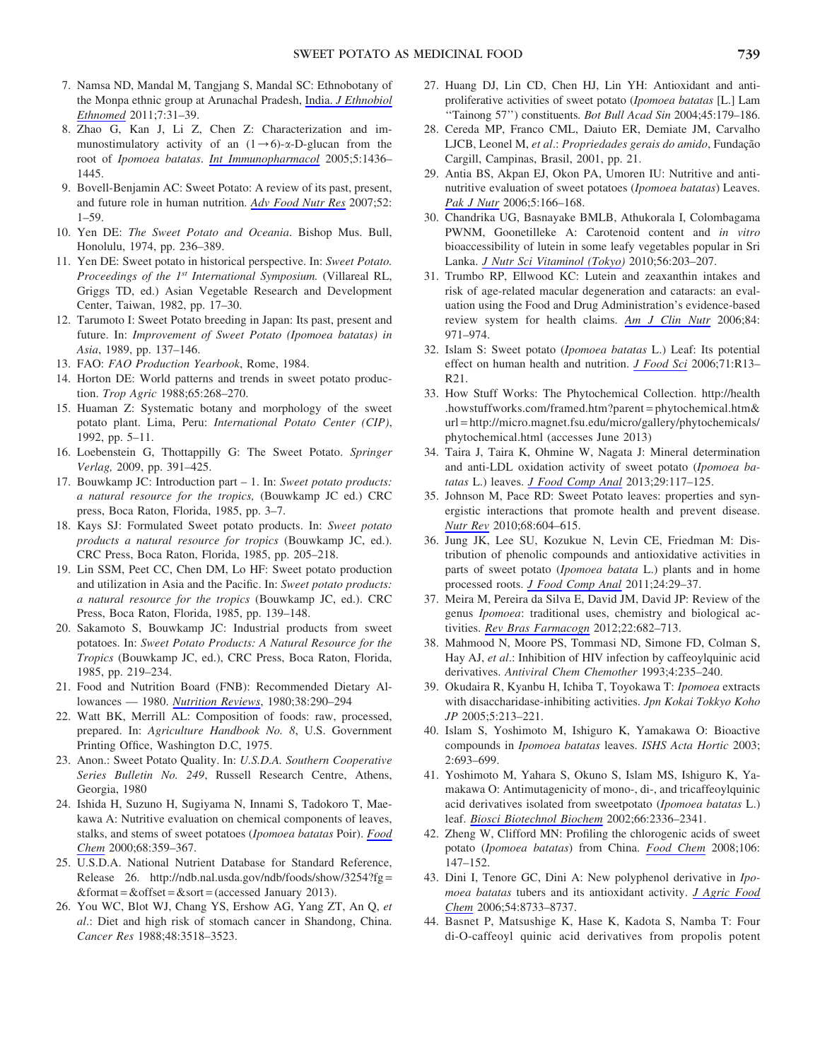7. Namsa ND, Mandal M, Tangjang S, Mandal SC: Ethnobotany of the Monpa ethnic group at Arunachal Pradesh, India. *J Ethnobiol Ethnomed* 2011;7:31–39.
8. Zhao G, Kan J, Li Z, Chen Z: Characterization and immunostimulatory activity of an $(1\rightarrow6)$-$\alpha$-D-glucan from the root of *Ipomoea batatas*. *Int Immunopharmacol* 2005;5:1436–1445.
9. Bovell-Benjamin AC: Sweet Potato: A review of its past, present, and future role in human nutrition. *Adv Food Nutr Res* 2007;52: 1–59.
10. Yen DE: *The Sweet Potato and Oceania*. Bishop Mus. Bull, Honolulu, 1974, pp. 236–389.
11. Yen DE: Sweet potato in historical perspective. In: *Sweet Potato. Proceedings of the 1st International Symposium.* (Villareal RL, Griggs TD, ed.) Asian Vegetable Research and Development Center, Taiwan, 1982, pp. 17–30.
12. Tarumoto I: Sweet Potato breeding in Japan: Its past, present and future. In: *Improvement of Sweet Potato (Ipomoea batatas) in Asia*, 1989, pp. 137–146.
13. FAO: *FAO Production Yearbook*, Rome, 1984.
14. Horton DE: World patterns and trends in sweet potato production. *Trop Agric* 1988;65:268–270.
15. Huaman Z: Systematic botany and morphology of the sweet potato plant. Lima, Peru: *International Potato Center (CIP)*, 1992, pp. 5–11.
16. Loebenstein G, Thottappilly G: The Sweet Potato. *Springer Verlag,* 2009, pp. 391–425.
17. Bouwkamp JC: Introduction part – 1. In: *Sweet potato products: a natural resource for the tropics,* (Bouwkamp JC ed.) CRC press, Boca Raton, Florida, 1985, pp. 3–7.
18. Kays SJ: Formulated Sweet potato products. In: *Sweet potato products a natural resource for tropics* (Bouwkamp JC, ed.). CRC Press, Boca Raton, Florida, 1985, pp. 205–218.
19. Lin SSM, Peet CC, Chen DM, Lo HF: Sweet potato production and utilization in Asia and the Pacific. In: *Sweet potato products: a natural resource for the tropics* (Bouwkamp JC, ed.). CRC Press, Boca Raton, Florida, 1985, pp. 139–148.
20. Sakamoto S, Bouwkamp JC: Industrial products from sweet potatoes. In: *Sweet Potato Products: A Natural Resource for the Tropics* (Bouwkamp JC, ed.), CRC Press, Boca Raton, Florida, 1985, pp. 219–234.
21. Food and Nutrition Board (FNB): Recommended Dietary Allowances — 1980. *Nutrition Reviews*, 1980;38:290–294
22. Watt BK, Merrill AL: Composition of foods: raw, processed, prepared. In: *Agriculture Handbook No. 8*, U.S. Government Printing Office, Washington D.C, 1975.
23. Anon.: Sweet Potato Quality. In: *U.S.D.A. Southern Cooperative Series Bulletin No. 249*, Russell Research Centre, Athens, Georgia, 1980
24. Ishida H, Suzuno H, Sugiyama N, Innami S, Tadokoro T, Maekawa A: Nutritive evaluation on chemical components of leaves, stalks, and stems of sweet potatoes (*Ipomoea batatas* Poir). *Food Chem* 2000;68:359–367.
25. U.S.D.A. National Nutrient Database for Standard Reference, Release 26. http://ndb.nal.usda.gov/ndb/foods/show/3254?fg=&format=&offset=&sort=(accessed January 2013).
26. You WC, Blot WJ, Chang YS, Ershow AG, Yang ZT, An Q, *et al*.: Diet and high risk of stomach cancer in Shandong, China. *Cancer Res* 1988;48:3518–3523.
27. Huang DJ, Lin CD, Chen HJ, Lin YH: Antioxidant and antiproliferative activities of sweet potato (*Ipomoea batatas* [L.] Lam ''Tainong 57'') constituents. *Bot Bull Acad Sin* 2004;45:179–186.
28. Cereda MP, Franco CML, Daiuto ER, Demiate JM, Carvalho LJCB, Leonel M, *et al*.: *Propriedades gerais do amido*, Fundação Cargill, Campinas, Brasil, 2001, pp. 21.
29. Antia BS, Akpan EJ, Okon PA, Umoren IU: Nutritive and antinutritive evaluation of sweet potatoes (*Ipomoea batatas*) Leaves. *Pak J Nutr* 2006;5:166–168.
30. Chandrika UG, Basnayake BMLB, Athukorala I, Colombagama PWNM, Goonetilleke A: Carotenoid content and *in vitro* bioaccessibility of lutein in some leafy vegetables popular in Sri Lanka. *J Nutr Sci Vitaminol (Tokyo)* 2010;56:203–207.
31. Trumbo RP, Ellwood KC: Lutein and zeaxanthin intakes and risk of age-related macular degeneration and cataracts: an evaluation using the Food and Drug Administration's evidence-based review system for health claims. *Am J Clin Nutr* 2006;84: 971–974.
32. Islam S: Sweet potato (*Ipomoea batatas* L.) Leaf: Its potential effect on human health and nutrition. *J Food Sci* 2006;71:R13–R21.
33. How Stuff Works: The Phytochemical Collection. http://health.howstuffworks.com/framed.htm?parent=phytochemical.htm&url=http://micro.magnet.fsu.edu/micro/gallery/phytochemicals/phytochemical.html (accesses June 2013)
34. Taira J, Taira K, Ohmine W, Nagata J: Mineral determination and anti-LDL oxidation activity of sweet potato (*Ipomoea batatas* L.) leaves. *J Food Comp Anal* 2013;29:117–125.
35. Johnson M, Pace RD: Sweet Potato leaves: properties and synergistic interactions that promote health and prevent disease. *Nutr Rev* 2010;68:604–615.
36. Jung JK, Lee SU, Kozukue N, Levin CE, Friedman M: Distribution of phenolic compounds and antioxidative activities in parts of sweet potato (*Ipomoea batata* L.) plants and in home processed roots. *J Food Comp Anal* 2011;24:29–37.
37. Meira M, Pereira da Silva E, David JM, David JP: Review of the genus *Ipomoea*: traditional uses, chemistry and biological activities. *Rev Bras Farmacogn* 2012;22:682–713.
38. Mahmood N, Moore PS, Tommasi ND, Simone FD, Colman S, Hay AJ, *et al*.: Inhibition of HIV infection by caffeoylquinic acid derivatives. *Antiviral Chem Chemother* 1993;4:235–240.
39. Okudaira R, Kyanbu H, Ichiba T, Toyokawa T: *Ipomoea* extracts with disaccharidase-inhibiting activities. *Jpn Kokai Tokkyo Koho JP* 2005;5:213–221.
40. Islam S, Yoshimoto M, Ishiguro K, Yamakawa O: Bioactive compounds in *Ipomoea batatas* leaves. *ISHS Acta Hortic* 2003; 2:693–699.
41. Yoshimoto M, Yahara S, Okuno S, Islam MS, Ishiguro K, Yamakawa O: Antimutagenicity of mono-, di-, and tricaffeoylquinic acid derivatives isolated from sweetpotato (*Ipomoea batatas* L.) leaf. *Biosci Biotechnol Biochem* 2002;66:2336–2341.
42. Zheng W, Clifford MN: Profiling the chlorogenic acids of sweet potato (*Ipomoea batatas*) from China. *Food Chem* 2008;106: 147–152.
43. Dini I, Tenore GC, Dini A: New polyphenol derivative in *Ipomoea batatas* tubers and its antioxidant activity. *J Agric Food Chem* 2006;54:8733–8737.
44. Basnet P, Matsushige K, Hase K, Kadota S, Namba T: Four di-O-caffeoyl quinic acid derivatives from propolis potent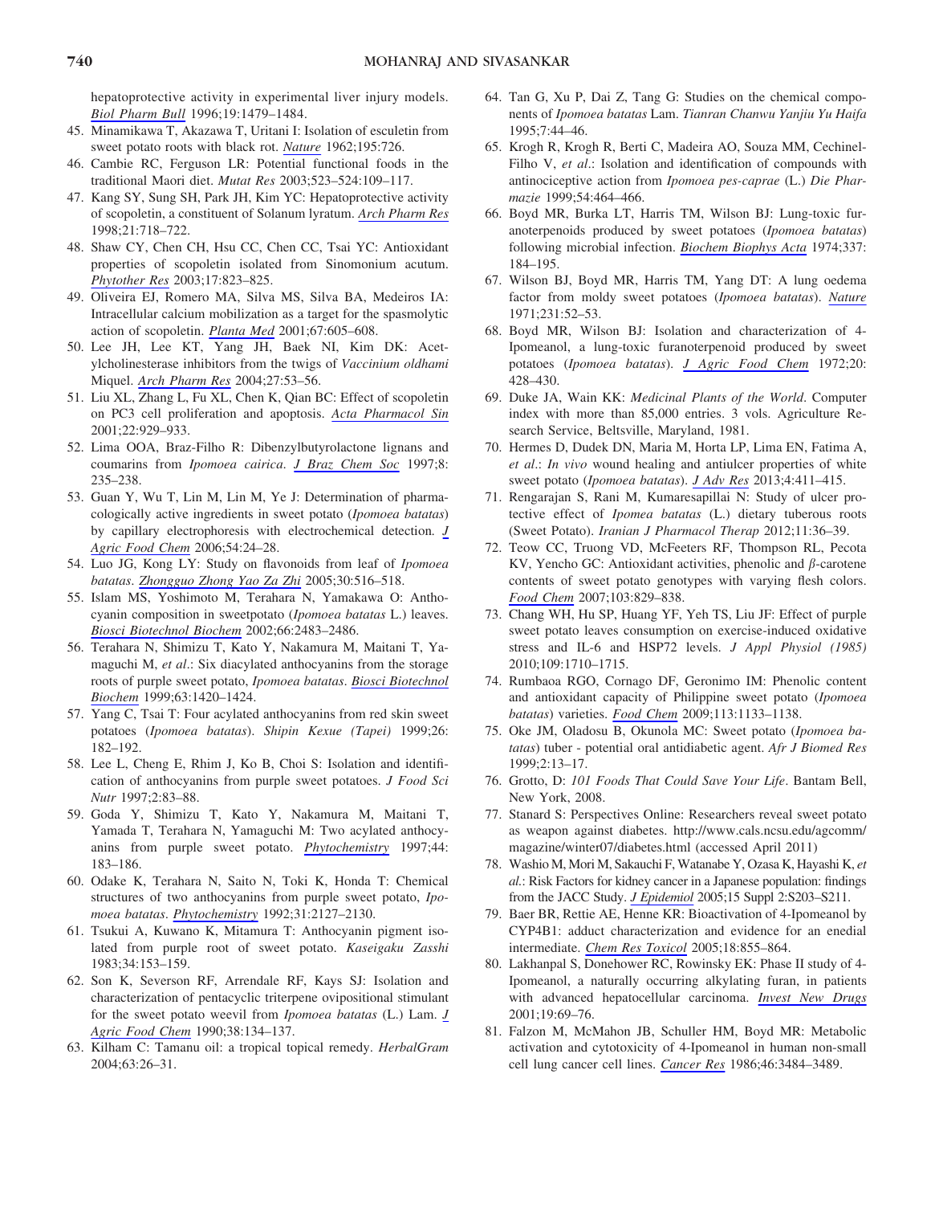hepatoprotective activity in experimental liver injury models. *Biol Pharm Bull* 1996;19:1479–1484.

45. Minamikawa T, Akazawa T, Uritani I: Isolation of esculetin from sweet potato roots with black rot. *Nature* 1962;195:726.
46. Cambie RC, Ferguson LR: Potential functional foods in the traditional Maori diet. *Mutat Res* 2003;523–524:109–117.
47. Kang SY, Sung SH, Park JH, Kim YC: Hepatoprotective activity of scopoletin, a constituent of Solanum lyratum. *Arch Pharm Res* 1998;21:718–722.
48. Shaw CY, Chen CH, Hsu CC, Chen CC, Tsai YC: Antioxidant properties of scopoletin isolated from Sinomonium acutum. *Phytother Res* 2003;17:823–825.
49. Oliveira EJ, Romero MA, Silva MS, Silva BA, Medeiros IA: Intracellular calcium mobilization as a target for the spasmolytic action of scopoletin. *Planta Med* 2001;67:605–608.
50. Lee JH, Lee KT, Yang JH, Baek NI, Kim DK: Acetylcholinesterase inhibitors from the twigs of *Vaccinium oldhami* Miquel. *Arch Pharm Res* 2004;27:53–56.
51. Liu XL, Zhang L, Fu XL, Chen K, Qian BC: Effect of scopoletin on PC3 cell proliferation and apoptosis. *Acta Pharmacol Sin* 2001;22:929–933.
52. Lima OOA, Braz-Filho R: Dibenzylbutyrolactone lignans and coumarins from *Ipomoea cairica*. *J Braz Chem Soc* 1997;8:235–238.
53. Guan Y, Wu T, Lin M, Lin M, Ye J: Determination of pharmacologically active ingredients in sweet potato (*Ipomoea batatas*) by capillary electrophoresis with electrochemical detection. *J Agric Food Chem* 2006;54:24–28.
54. Luo JG, Kong LY: Study on flavonoids from leaf of *Ipomoea batatas*. *Zhongguo Zhong Yao Za Zhi* 2005;30:516–518.
55. Islam MS, Yoshimoto M, Terahara N, Yamakawa O: Anthocyanin composition in sweetpotato (*Ipomoea batatas* L.) leaves. *Biosci Biotechnol Biochem* 2002;66:2483–2486.
56. Terahara N, Shimizu T, Kato Y, Nakamura M, Maitani T, Yamaguchi M, *et al*.: Six diacylated anthocyanins from the storage roots of purple sweet potato, *Ipomoea batatas*. *Biosci Biotechnol Biochem* 1999;63:1420–1424.
57. Yang C, Tsai T: Four acylated anthocyanins from red skin sweet potatoes (*Ipomoea batatas*). *Shipin Kexue (Tapei)* 1999;26:182–192.
58. Lee L, Cheng E, Rhim J, Ko B, Choi S: Isolation and identification of anthocyanins from purple sweet potatoes. *J Food Sci Nutr* 1997;2:83–88.
59. Goda Y, Shimizu T, Kato Y, Nakamura M, Maitani T, Yamada T, Terahara N, Yamaguchi M: Two acylated anthocyanins from purple sweet potato. *Phytochemistry* 1997;44:183–186.
60. Odake K, Terahara N, Saito N, Toki K, Honda T: Chemical structures of two anthocyanins from purple sweet potato, *Ipomoea batatas*. *Phytochemistry* 1992;31:2127–2130.
61. Tsukui A, Kuwano K, Mitamura T: Anthocyanin pigment isolated from purple root of sweet potato. *Kaseigaku Zasshi* 1983;34:153–159.
62. Son K, Severson RF, Arrendale RF, Kays SJ: Isolation and characterization of pentacyclic triterpene ovipositional stimulant for the sweet potato weevil from *Ipomoea batatas* (L.) Lam. *J Agric Food Chem* 1990;38:134–137.
63. Kilham C: Tamanu oil: a tropical topical remedy. *HerbalGram* 2004;63:26–31.
64. Tan G, Xu P, Dai Z, Tang G: Studies on the chemical components of *Ipomoea batatas* Lam. *Tianran Chanwu Yanjiu Yu Haifa* 1995;7:44–46.
65. Krogh R, Krogh R, Berti C, Madeira AO, Souza MM, Cechinel-Filho V, *et al*.: Isolation and identification of compounds with antinociceptive action from *Ipomoea pes-caprae* (L.) *Die Pharmazie* 1999;54:464–466.
66. Boyd MR, Burka LT, Harris TM, Wilson BJ: Lung-toxic furanoterpenoids produced by sweet potatoes (*Ipomoea batatas*) following microbial infection. *Biochem Biophys Acta* 1974;337:184–195.
67. Wilson BJ, Boyd MR, Harris TM, Yang DT: A lung oedema factor from moldy sweet potatoes (*Ipomoea batatas*). *Nature* 1971;231:52–53.
68. Boyd MR, Wilson BJ: Isolation and characterization of 4-Ipomeanol, a lung-toxic furanoterpenoid produced by sweet potatoes (*Ipomoea batatas*). *J Agric Food Chem* 1972;20:428–430.
69. Duke JA, Wain KK: *Medicinal Plants of the World*. Computer index with more than 85,000 entries. 3 vols. Agriculture Research Service, Beltsville, Maryland, 1981.
70. Hermes D, Dudek DN, Maria M, Horta LP, Lima EN, Fatima A, *et al*.: *In vivo* wound healing and antiulcer properties of white sweet potato (*Ipomoea batatas*). *J Adv Res* 2013;4:411–415.
71. Rengarajan S, Rani M, Kumaresapillai N: Study of ulcer protective effect of *Ipomea batatas* (L.) dietary tuberous roots (Sweet Potato). *Iranian J Pharmacol Therap* 2012;11:36–39.
72. Teow CC, Truong VD, McFeeters RF, Thompson RL, Pecota KV, Yencho GC: Antioxidant activities, phenolic and $\beta$-carotene contents of sweet potato genotypes with varying flesh colors. *Food Chem* 2007;103:829–838.
73. Chang WH, Hu SP, Huang YF, Yeh TS, Liu JF: Effect of purple sweet potato leaves consumption on exercise-induced oxidative stress and IL-6 and HSP72 levels. *J Appl Physiol (1985)* 2010;109:1710–1715.
74. Rumbaoa RGO, Cornago DF, Geronimo IM: Phenolic content and antioxidant capacity of Philippine sweet potato (*Ipomoea batatas*) varieties. *Food Chem* 2009;113:1133–1138.
75. Oke JM, Oladosu B, Okunola MC: Sweet potato (*Ipomoea batatas*) tuber - potential oral antidiabetic agent. *Afr J Biomed Res* 1999;2:13–17.
76. Grotto, D: *101 Foods That Could Save Your Life*. Bantam Bell, New York, 2008.
77. Stanard S: Perspectives Online: Researchers reveal sweet potato as weapon against diabetes. http://www.cals.ncsu.edu/agcomm/magazine/winter07/diabetes.html (accessed April 2011)
78. Washio M, Mori M, Sakauchi F, Watanabe Y, Ozasa K, Hayashi K, *et al*.: Risk Factors for kidney cancer in a Japanese population: findings from the JACC Study. *J Epidemiol* 2005;15 Suppl 2:S203–S211.
79. Baer BR, Rettie AE, Henne KR: Bioactivation of 4-Ipomeanol by CYP4B1: adduct characterization and evidence for an enedial intermediate. *Chem Res Toxicol* 2005;18:855–864.
80. Lakhanpal S, Donehower RC, Rowinsky EK: Phase II study of 4-Ipomeanol, a naturally occurring alkylating furan, in patients with advanced hepatocellular carcinoma. *Invest New Drugs* 2001;19:69–76.
81. Falzon M, McMahon JB, Schuller HM, Boyd MR: Metabolic activation and cytotoxicity of 4-Ipomeanol in human non-small cell lung cancer cell lines. *Cancer Res* 1986;46:3484–3489.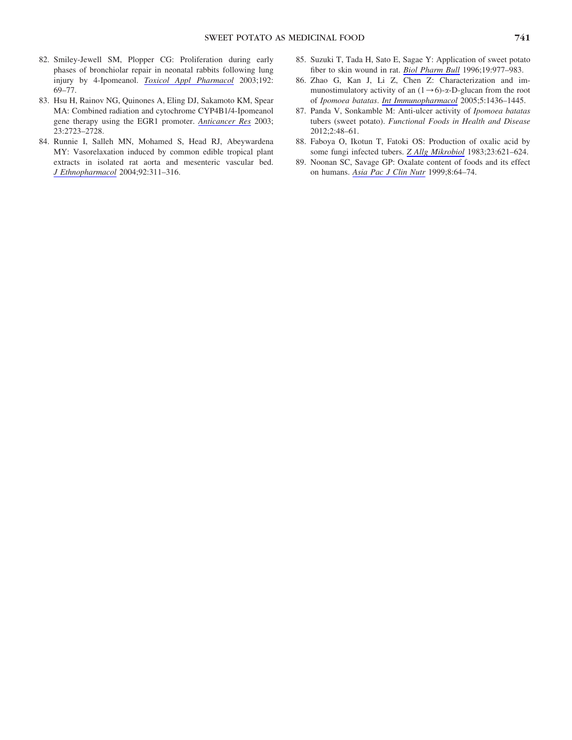82. Smiley-Jewell SM, Plopper CG: Proliferation during early phases of bronchiolar repair in neonatal rabbits following lung injury by 4-Ipomeanol. *Toxicol Appl Pharmacol* 2003;192:69–77.
83. Hsu H, Rainov NG, Quinones A, Eling DJ, Sakamoto KM, Spear MA: Combined radiation and cytochrome CYP4B1/4-Ipomeanol gene therapy using the EGR1 promoter. *Anticancer Res* 2003;23:2723–2728.
84. Runnie I, Salleh MN, Mohamed S, Head RJ, Abeywardena MY: Vasorelaxation induced by common edible tropical plant extracts in isolated rat aorta and mesenteric vascular bed. *J Ethnopharmacol* 2004;92:311–316.
85. Suzuki T, Tada H, Sato E, Sagae Y: Application of sweet potato fiber to skin wound in rat. *Biol Pharm Bull* 1996;19:977–983.
86. Zhao G, Kan J, Li Z, Chen Z: Characterization and immunostimulatory activity of an $(1\rightarrow6)$-$\alpha$-D-glucan from the root of *Ipomoea batatas*. *Int Immunopharmacol* 2005;5:1436–1445.
87. Panda V, Sonkamble M: Anti-ulcer activity of *Ipomoea batatas* tubers (sweet potato). *Functional Foods in Health and Disease* 2012;2:48–61.
88. Faboya O, Ikotun T, Fatoki OS: Production of oxalic acid by some fungi infected tubers. *Z Allg Mikrobiol* 1983;23:621–624.
89. Noonan SC, Savage GP: Oxalate content of foods and its effect on humans. *Asia Pac J Clin Nutr* 1999;8:64–74.